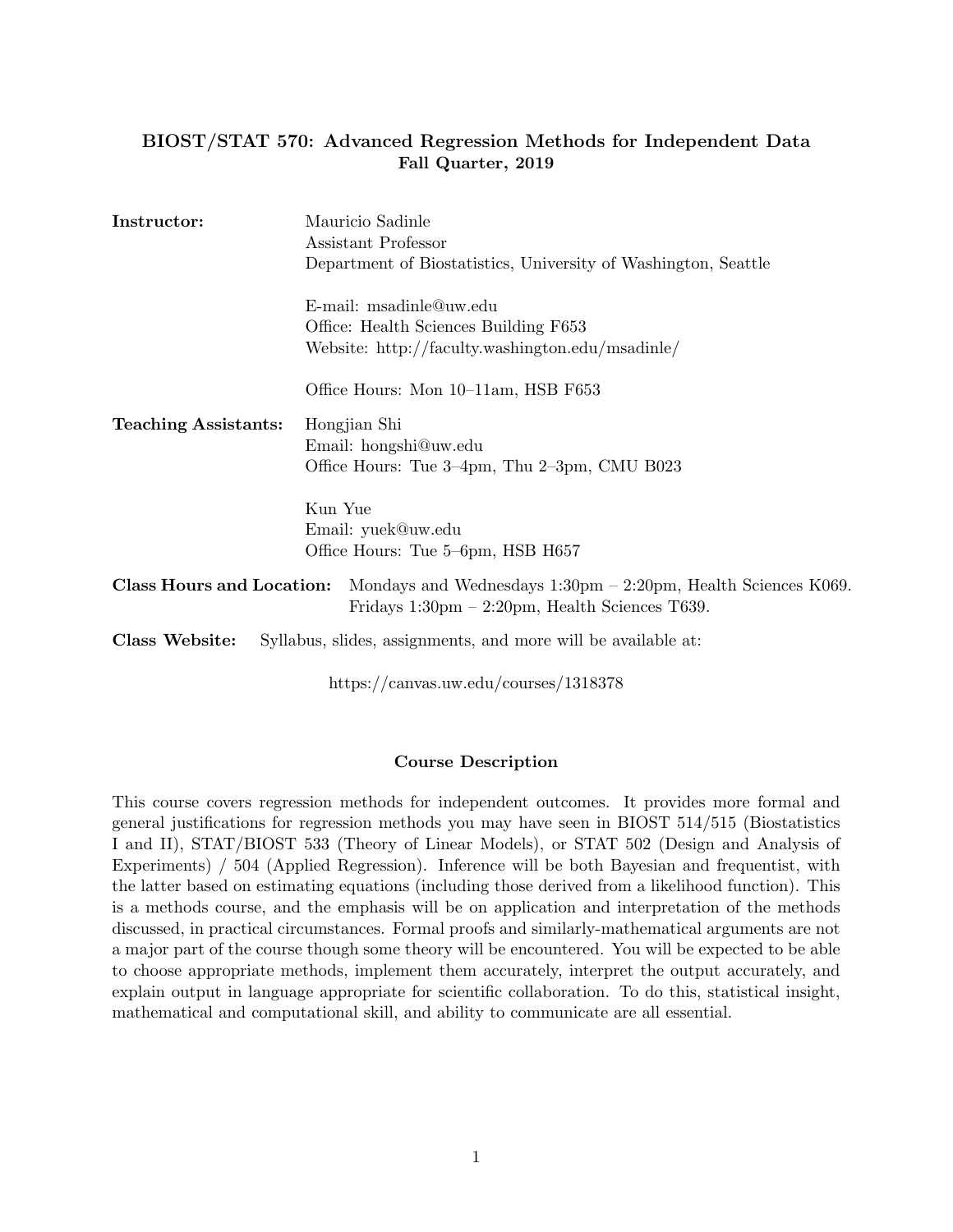# BIOST/STAT 570: Advanced Regression Methods for Independent Data

**Fall Quarter, 2019**

**Instructor:** Mauricio Sadinle
Assistant Professor
Department of Biostatistics, University of Washington, Seattle

E-mail: msadinle@uw.edu
Office: Health Sciences Building F653
Website: http://faculty.washington.edu/msadinle/

Office Hours: Mon 10–11am, HSB F653

**Teaching Assistants:** Hongjian Shi
Email: hongshi@uw.edu
Office Hours: Tue 3–4pm, Thu 2–3pm, CMU B023

Kun Yue
Email: yuek@uw.edu
Office Hours: Tue 5–6pm, HSB H657

**Class Hours and Location:** Mondays and Wednesdays 1:30pm – 2:20pm, Health Sciences K069.
Fridays 1:30pm – 2:20pm, Health Sciences T639.

**Class Website:** Syllabus, slides, assignments, and more will be available at:

https://canvas.uw.edu/courses/1318378

## Course Description

This course covers regression methods for independent outcomes. It provides more formal and general justifications for regression methods you may have seen in BIOST 514/515 (Biostatistics I and II), STAT/BIOST 533 (Theory of Linear Models), or STAT 502 (Design and Analysis of Experiments) / 504 (Applied Regression). Inference will be both Bayesian and frequentist, with the latter based on estimating equations (including those derived from a likelihood function). This is a methods course, and the emphasis will be on application and interpretation of the methods discussed, in practical circumstances. Formal proofs and similarly-mathematical arguments are not a major part of the course though some theory will be encountered. You will be expected to be able to choose appropriate methods, implement them accurately, interpret the output accurately, and explain output in language appropriate for scientific collaboration. To do this, statistical insight, mathematical and computational skill, and ability to communicate are all essential.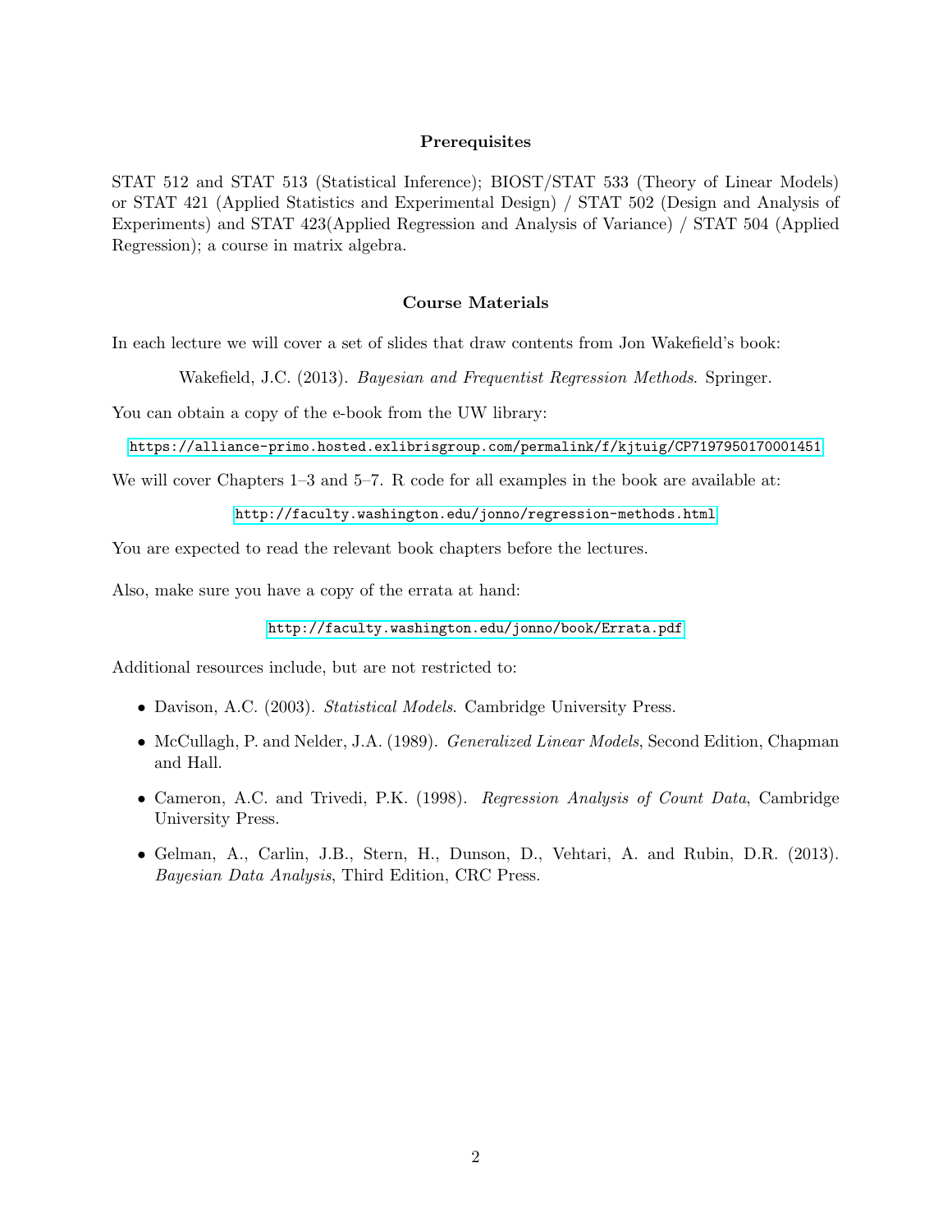## Prerequisites

STAT 512 and STAT 513 (Statistical Inference); BIOST/STAT 533 (Theory of Linear Models) or STAT 421 (Applied Statistics and Experimental Design) / STAT 502 (Design and Analysis of Experiments) and STAT 423(Applied Regression and Analysis of Variance) / STAT 504 (Applied Regression); a course in matrix algebra.

## Course Materials

In each lecture we will cover a set of slides that draw contents from Jon Wakefield's book:

Wakefield, J.C. (2013). *Bayesian and Frequentist Regression Methods*. Springer.

You can obtain a copy of the e-book from the UW library:

https://alliance-primo.hosted.exlibrisgroup.com/permalink/f/kjtuig/CP7197950170001451

We will cover Chapters 1–3 and 5–7. R code for all examples in the book are available at:

http://faculty.washington.edu/jonno/regression-methods.html

You are expected to read the relevant book chapters before the lectures.

Also, make sure you have a copy of the errata at hand:

http://faculty.washington.edu/jonno/book/Errata.pdf

Additional resources include, but are not restricted to:

- Davison, A.C. (2003). *Statistical Models*. Cambridge University Press.
- McCullagh, P. and Nelder, J.A. (1989). *Generalized Linear Models*, Second Edition, Chapman and Hall.
- Cameron, A.C. and Trivedi, P.K. (1998). *Regression Analysis of Count Data*, Cambridge University Press.
- Gelman, A., Carlin, J.B., Stern, H., Dunson, D., Vehtari, A. and Rubin, D.R. (2013). *Bayesian Data Analysis*, Third Edition, CRC Press.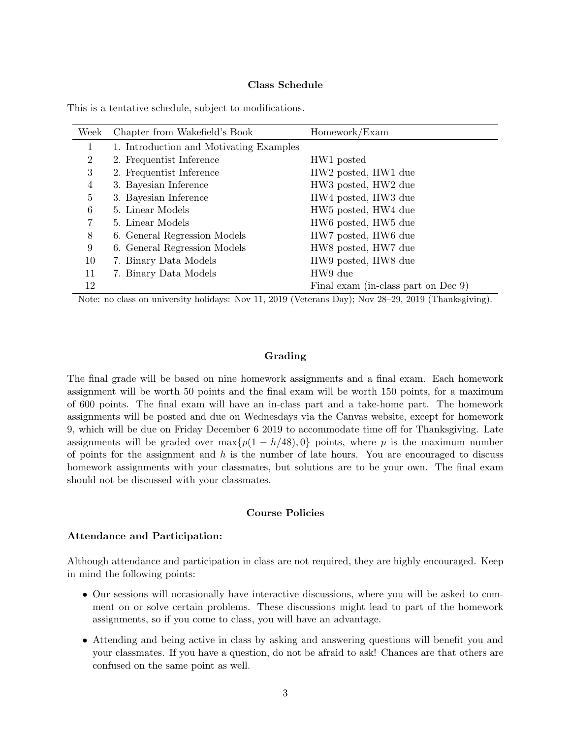## Class Schedule

This is a tentative schedule, subject to modifications.

| Week | Chapter from Wakefield's Book | Homework/Exam |
|---|---|---|
| 1 | 1. Introduction and Motivating Examples | |
| 2 | 2. Frequentist Inference | HW1 posted |
| 3 | 2. Frequentist Inference | HW2 posted, HW1 due |
| 4 | 3. Bayesian Inference | HW3 posted, HW2 due |
| 5 | 3. Bayesian Inference | HW4 posted, HW3 due |
| 6 | 5. Linear Models | HW5 posted, HW4 due |
| 7 | 5. Linear Models | HW6 posted, HW5 due |
| 8 | 6. General Regression Models | HW7 posted, HW6 due |
| 9 | 6. General Regression Models | HW8 posted, HW7 due |
| 10 | 7. Binary Data Models | HW9 posted, HW8 due |
| 11 | 7. Binary Data Models | HW9 due |
| 12 | | Final exam (in-class part on Dec 9) |

Note: no class on university holidays: Nov 11, 2019 (Veterans Day); Nov 28–29, 2019 (Thanksgiving).

## Grading

The final grade will be based on nine homework assignments and a final exam. Each homework assignment will be worth 50 points and the final exam will be worth 150 points, for a maximum of 600 points. The final exam will have an in-class part and a take-home part. The homework assignments will be posted and due on Wednesdays via the Canvas website, except for homework 9, which will be due on Friday December 6 2019 to accommodate time off for Thanksgiving. Late assignments will be graded over $\max\{p(1 - h/48), 0\}$ points, where $p$ is the maximum number of points for the assignment and $h$ is the number of late hours. You are encouraged to discuss homework assignments with your classmates, but solutions are to be your own. The final exam should not be discussed with your classmates.

## Course Policies

### Attendance and Participation:

Although attendance and participation in class are not required, they are highly encouraged. Keep in mind the following points:

- Our sessions will occasionally have interactive discussions, where you will be asked to comment on or solve certain problems. These discussions might lead to part of the homework assignments, so if you come to class, you will have an advantage.
- Attending and being active in class by asking and answering questions will benefit you and your classmates. If you have a question, do not be afraid to ask! Chances are that others are confused on the same point as well.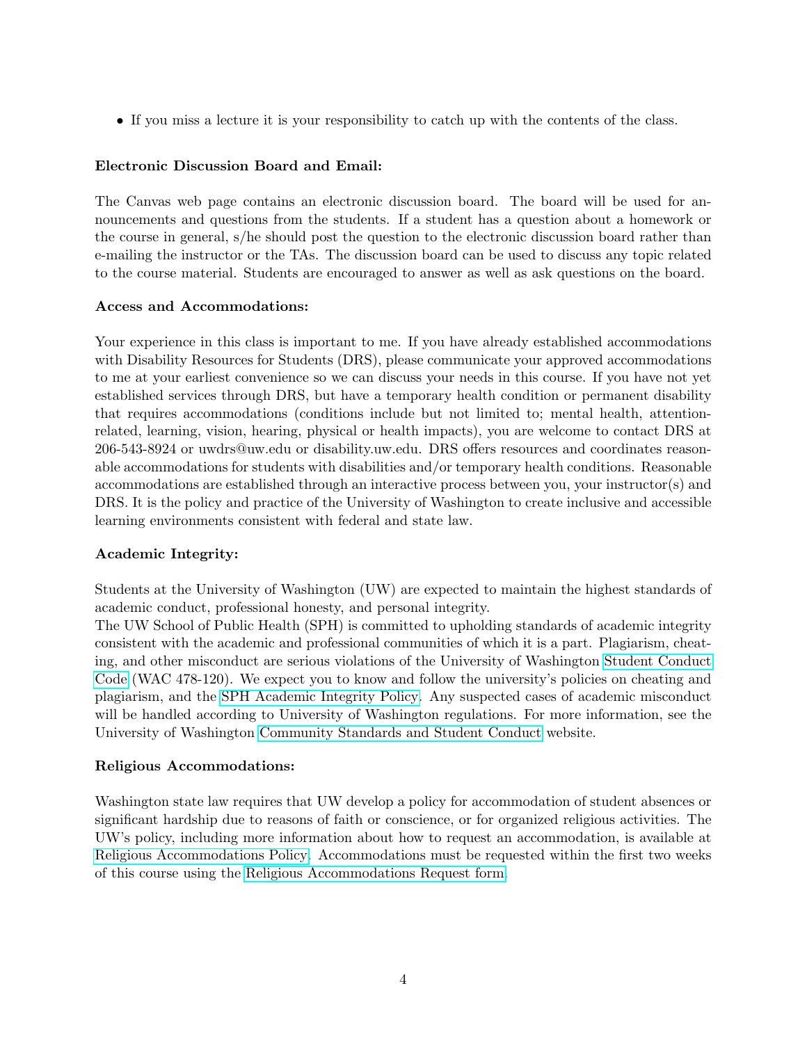- If you miss a lecture it is your responsibility to catch up with the contents of the class.

**Electronic Discussion Board and Email:**

The Canvas web page contains an electronic discussion board. The board will be used for announcements and questions from the students. If a student has a question about a homework or the course in general, s/he should post the question to the electronic discussion board rather than e-mailing the instructor or the TAs. The discussion board can be used to discuss any topic related to the course material. Students are encouraged to answer as well as ask questions on the board.

**Access and Accommodations:**

Your experience in this class is important to me. If you have already established accommodations with Disability Resources for Students (DRS), please communicate your approved accommodations to me at your earliest convenience so we can discuss your needs in this course. If you have not yet established services through DRS, but have a temporary health condition or permanent disability that requires accommodations (conditions include but not limited to; mental health, attention-related, learning, vision, hearing, physical or health impacts), you are welcome to contact DRS at 206-543-8924 or uwdrs@uw.edu or disability.uw.edu. DRS offers resources and coordinates reasonable accommodations for students with disabilities and/or temporary health conditions. Reasonable accommodations are established through an interactive process between you, your instructor(s) and DRS. It is the policy and practice of the University of Washington to create inclusive and accessible learning environments consistent with federal and state law.

**Academic Integrity:**

Students at the University of Washington (UW) are expected to maintain the highest standards of academic conduct, professional honesty, and personal integrity.
The UW School of Public Health (SPH) is committed to upholding standards of academic integrity consistent with the academic and professional communities of which it is a part. Plagiarism, cheating, and other misconduct are serious violations of the University of Washington Student Conduct Code (WAC 478-120). We expect you to know and follow the university's policies on cheating and plagiarism, and the SPH Academic Integrity Policy. Any suspected cases of academic misconduct will be handled according to University of Washington regulations. For more information, see the University of Washington Community Standards and Student Conduct website.

**Religious Accommodations:**

Washington state law requires that UW develop a policy for accommodation of student absences or significant hardship due to reasons of faith or conscience, or for organized religious activities. The UW's policy, including more information about how to request an accommodation, is available at Religious Accommodations Policy. Accommodations must be requested within the first two weeks of this course using the Religious Accommodations Request form.